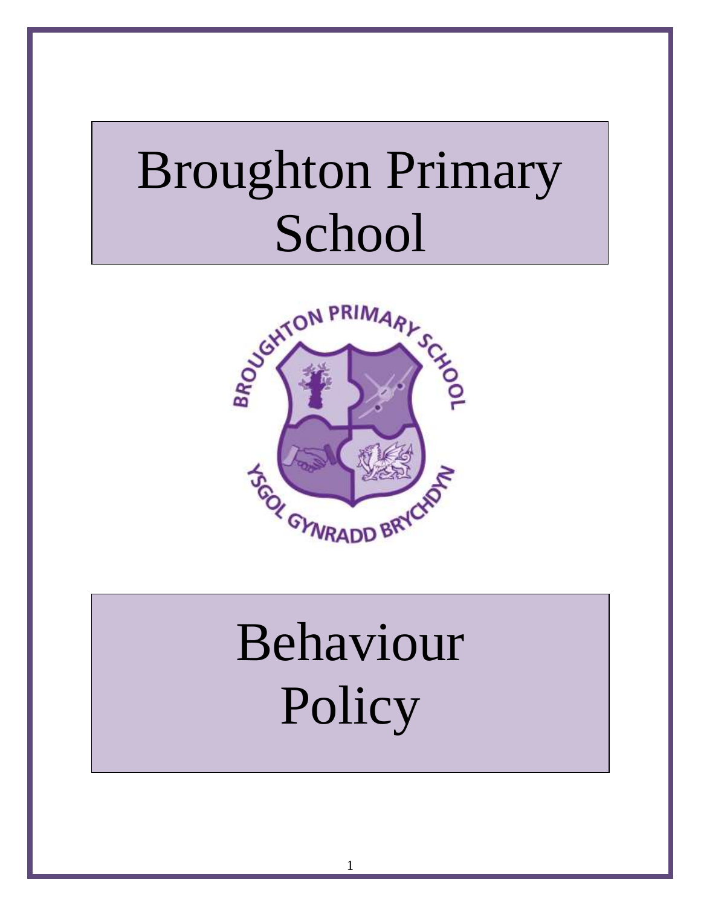# Broughton Primary School

# Behaviour Policy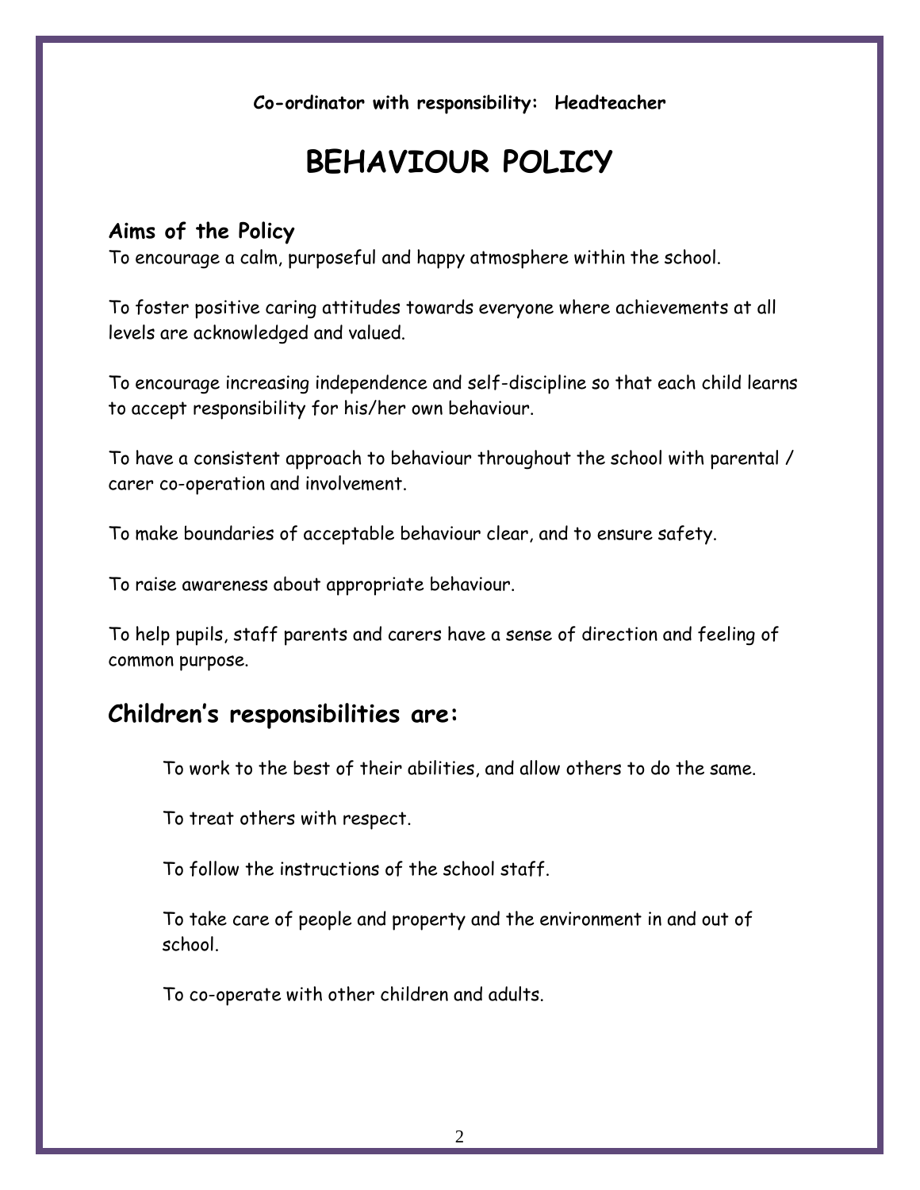**Co-ordinator with responsibility: Headteacher**

# BEHAVIOUR POLICY

### Aims of the Policy

To encourage a calm, purposeful and happy atmosphere within the school.

To foster positive caring attitudes towards everyone where achievements at all levels are acknowledged and valued.

To encourage increasing independence and self-discipline so that each child learns to accept responsibility for his/her own behaviour.

To have a consistent approach to behaviour throughout the school with parental / carer co-operation and involvement.

To make boundaries of acceptable behaviour clear, and to ensure safety.

To raise awareness about appropriate behaviour.

To help pupils, staff parents and carers have a sense of direction and feeling of common purpose.

## Children's responsibilities are:

To work to the best of their abilities, and allow others to do the same.

To treat others with respect.

To follow the instructions of the school staff.

To take care of people and property and the environment in and out of school.

To co-operate with other children and adults.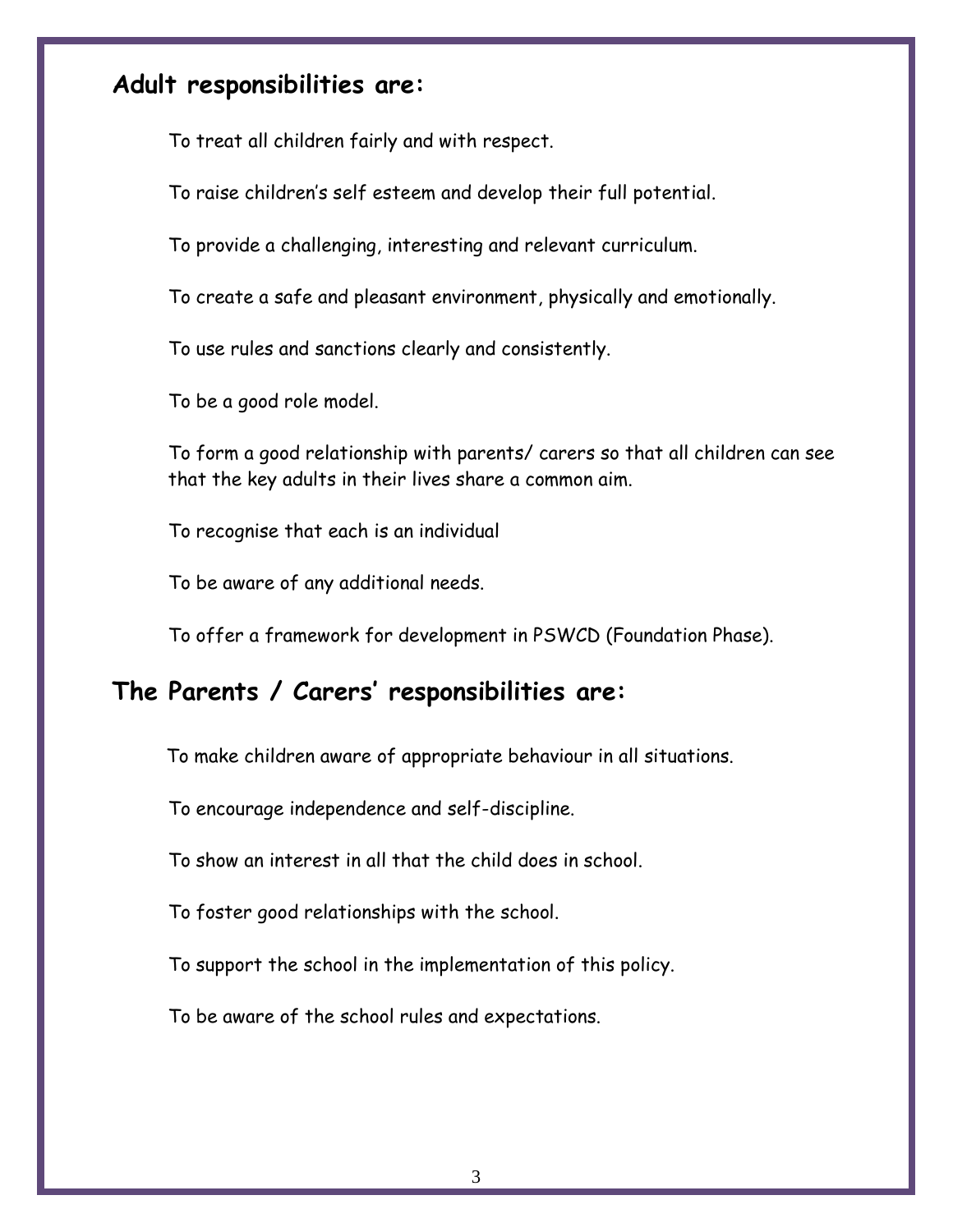## Adult responsibilities are:

To treat all children fairly and with respect.

To raise children's self esteem and develop their full potential.

To provide a challenging, interesting and relevant curriculum.

To create a safe and pleasant environment, physically and emotionally.

To use rules and sanctions clearly and consistently.

To be a good role model.

To form a good relationship with parents/ carers so that all children can see that the key adults in their lives share a common aim.

To recognise that each is an individual

To be aware of any additional needs.

To offer a framework for development in PSWCD (Foundation Phase).

## The Parents / Carers' responsibilities are:

To make children aware of appropriate behaviour in all situations.

To encourage independence and self-discipline.

To show an interest in all that the child does in school.

To foster good relationships with the school.

To support the school in the implementation of this policy.

To be aware of the school rules and expectations.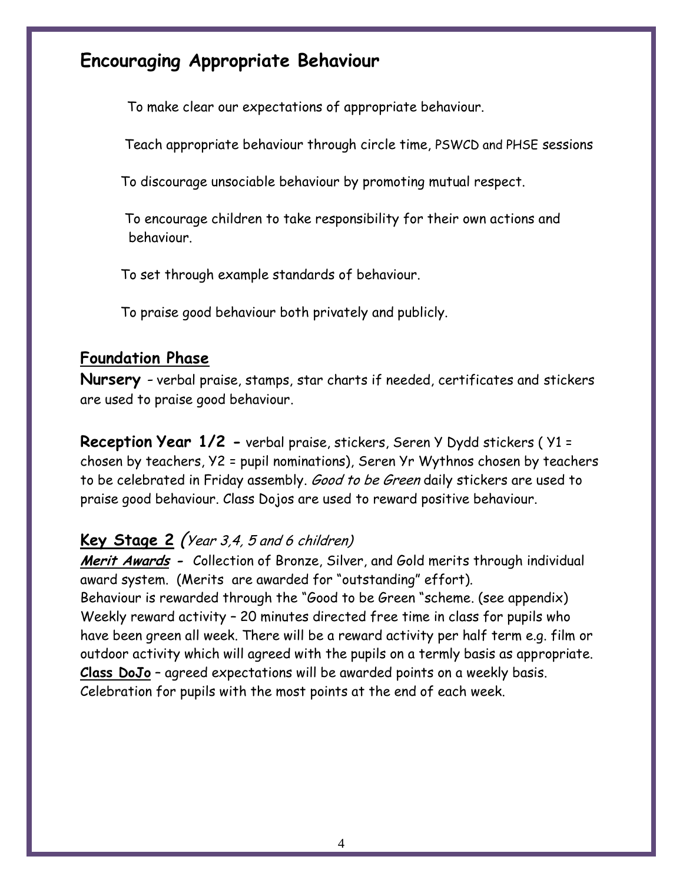## Encouraging Appropriate Behaviour

To make clear our expectations of appropriate behaviour.

Teach appropriate behaviour through circle time, PSWCD and PHSE sessions

To discourage unsociable behaviour by promoting mutual respect.

To encourage children to take responsibility for their own actions and behaviour.

To set through example standards of behaviour.

To praise good behaviour both privately and publicly.

### Foundation Phase

**Nursery** – verbal praise, stamps, star charts if needed, certificates and stickers are used to praise good behaviour.

**Reception Year 1/2 -** verbal praise, stickers, Seren Y Dydd stickers ( Y1 = chosen by teachers, Y2 = pupil nominations), Seren Yr Wythnos chosen by teachers to be celebrated in Friday assembly. *Good to be Green* daily stickers are used to praise good behaviour. Class Dojos are used to reward positive behaviour.

### Key Stage 2 *(Year 3,4, 5 and 6 children)*

***Merit Awards* -** Collection of Bronze, Silver, and Gold merits through individual award system. (Merits are awarded for "outstanding" effort).
Behaviour is rewarded through the "Good to be Green "scheme. (see appendix)
Weekly reward activity – 20 minutes directed free time in class for pupils who have been green all week. There will be a reward activity per half term e.g. film or outdoor activity which will agreed with the pupils on a termly basis as appropriate.
**Class DoJo** – agreed expectations will be awarded points on a weekly basis. Celebration for pupils with the most points at the end of each week.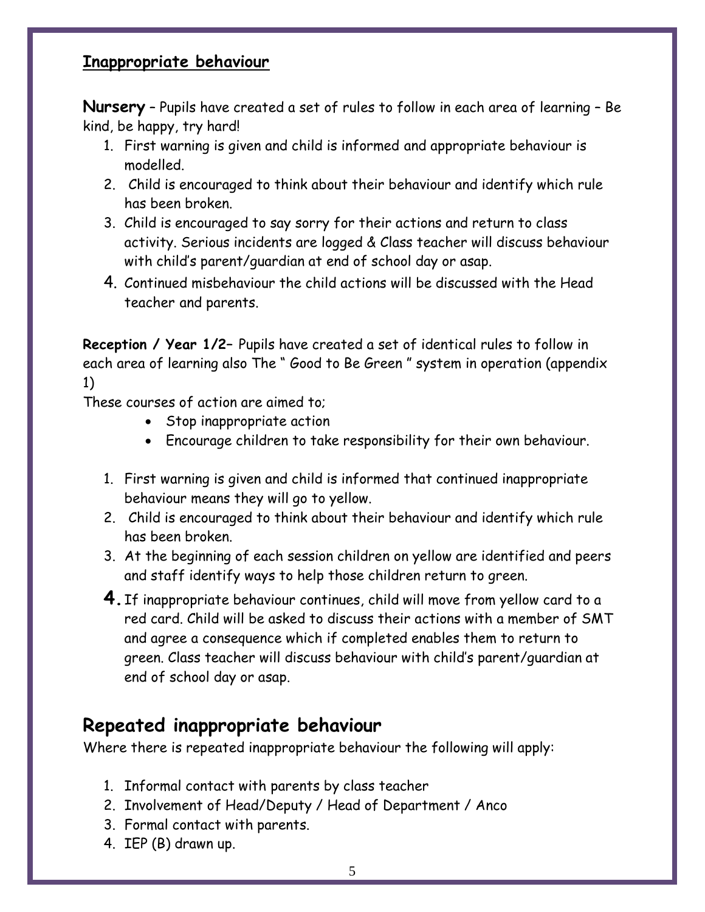## Inappropriate behaviour

**Nursery** – Pupils have created a set of rules to follow in each area of learning – Be kind, be happy, try hard!

1. First warning is given and child is informed and appropriate behaviour is modelled.
2. Child is encouraged to think about their behaviour and identify which rule has been broken.
3. Child is encouraged to say sorry for their actions and return to class activity. Serious incidents are logged & Class teacher will discuss behaviour with child's parent/guardian at end of school day or asap.
4. Continued misbehaviour the child actions will be discussed with the Head teacher and parents.

**Reception / Year 1/2**– Pupils have created a set of identical rules to follow in each area of learning also The " Good to Be Green " system in operation (appendix 1)

These courses of action are aimed to;

- Stop inappropriate action
- Encourage children to take responsibility for their own behaviour.

1. First warning is given and child is informed that continued inappropriate behaviour means they will go to yellow.
2. Child is encouraged to think about their behaviour and identify which rule has been broken.
3. At the beginning of each session children on yellow are identified and peers and staff identify ways to help those children return to green.
4. If inappropriate behaviour continues, child will move from yellow card to a red card. Child will be asked to discuss their actions with a member of SMT and agree a consequence which if completed enables them to return to green. Class teacher will discuss behaviour with child's parent/guardian at end of school day or asap.

## Repeated inappropriate behaviour

Where there is repeated inappropriate behaviour the following will apply:

1. Informal contact with parents by class teacher
2. Involvement of Head/Deputy / Head of Department / Anco
3. Formal contact with parents.
4. IEP (B) drawn up.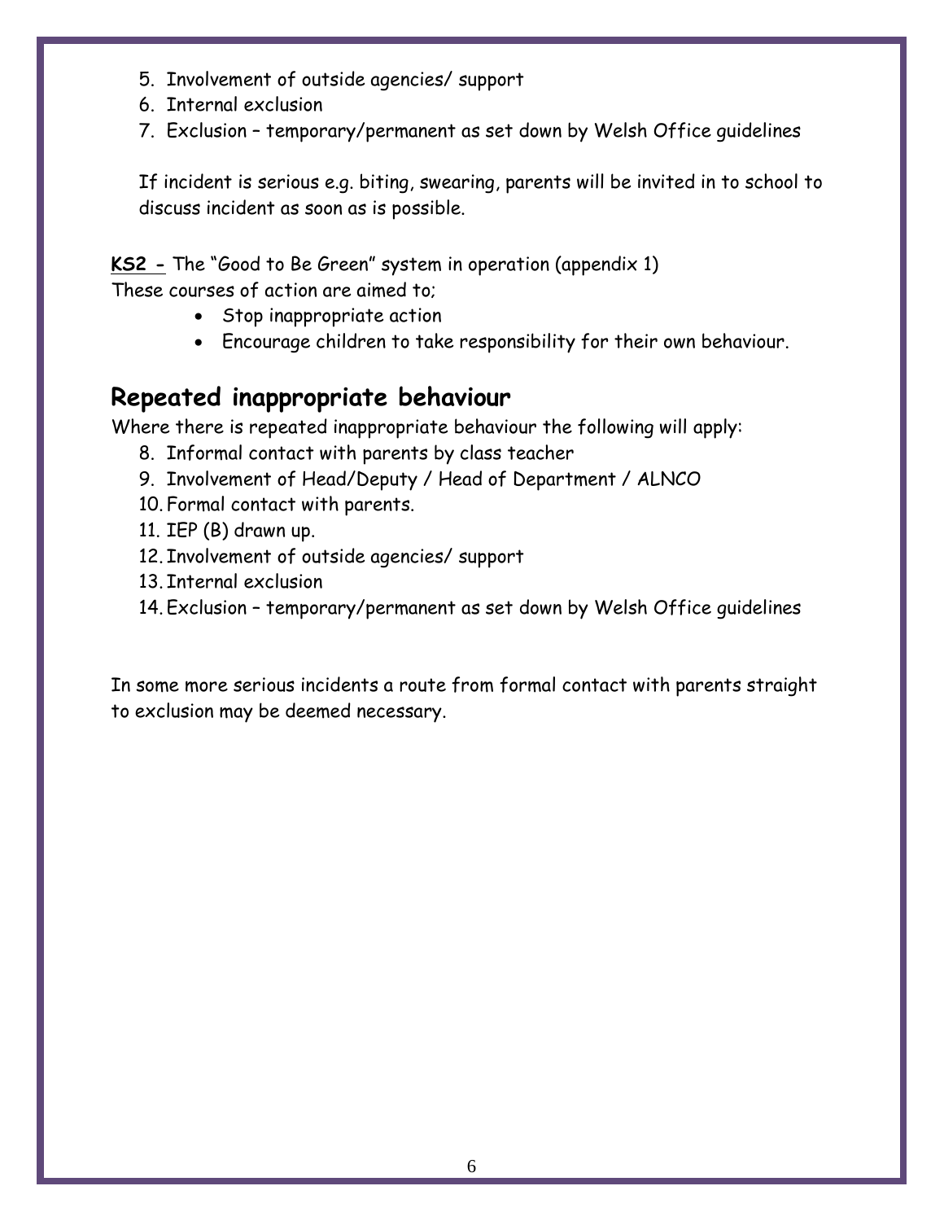5. Involvement of outside agencies/ support
6. Internal exclusion
7. Exclusion – temporary/permanent as set down by Welsh Office guidelines

If incident is serious e.g. biting, swearing, parents will be invited in to school to discuss incident as soon as is possible.

**KS2 -** The "Good to Be Green" system in operation (appendix 1)
These courses of action are aimed to;

- Stop inappropriate action
- Encourage children to take responsibility for their own behaviour.

## Repeated inappropriate behaviour

Where there is repeated inappropriate behaviour the following will apply:

8. Informal contact with parents by class teacher
9. Involvement of Head/Deputy / Head of Department / ALNCO
10. Formal contact with parents.
11. IEP (B) drawn up.
12. Involvement of outside agencies/ support
13. Internal exclusion
14. Exclusion – temporary/permanent as set down by Welsh Office guidelines

In some more serious incidents a route from formal contact with parents straight to exclusion may be deemed necessary.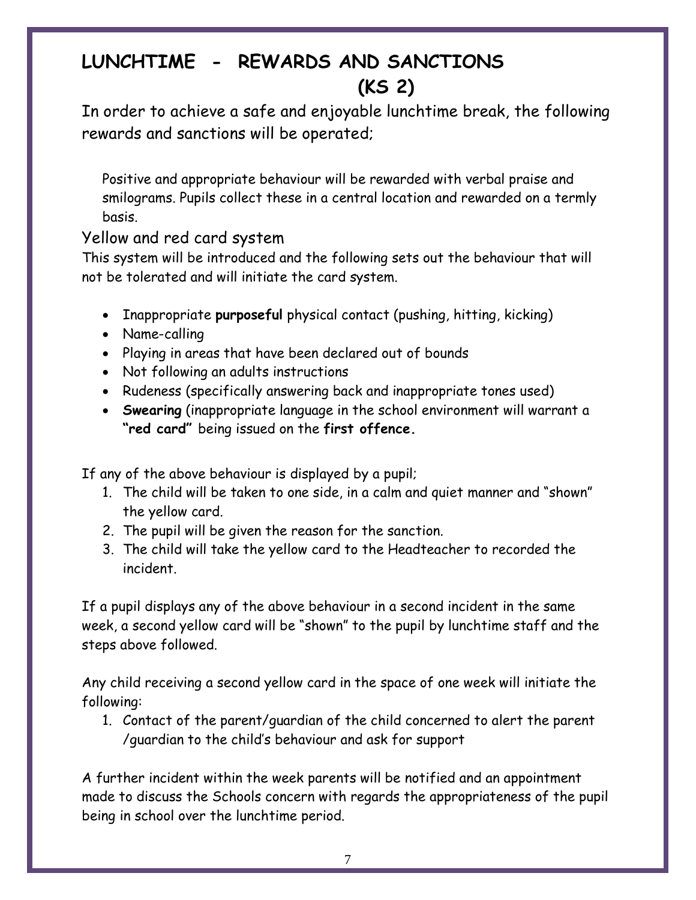# LUNCHTIME - REWARDS AND SANCTIONS (KS 2)

In order to achieve a safe and enjoyable lunchtime break, the following rewards and sanctions will be operated;

Positive and appropriate behaviour will be rewarded with verbal praise and smilograms. Pupils collect these in a central location and rewarded on a termly basis.

## Yellow and red card system

This system will be introduced and the following sets out the behaviour that will not be tolerated and will initiate the card system.

- Inappropriate **purposeful** physical contact (pushing, hitting, kicking)
- Name-calling
- Playing in areas that have been declared out of bounds
- Not following an adults instructions
- Rudeness (specifically answering back and inappropriate tones used)
- **Swearing** (inappropriate language in the school environment will warrant a **"red card"** being issued on the **first offence.**

If any of the above behaviour is displayed by a pupil;

1. The child will be taken to one side, in a calm and quiet manner and "shown" the yellow card.
2. The pupil will be given the reason for the sanction.
3. The child will take the yellow card to the Headteacher to recorded the incident.

If a pupil displays any of the above behaviour in a second incident in the same week, a second yellow card will be "shown" to the pupil by lunchtime staff and the steps above followed.

Any child receiving a second yellow card in the space of one week will initiate the following:

1. Contact of the parent/guardian of the child concerned to alert the parent /guardian to the child's behaviour and ask for support

A further incident within the week parents will be notified and an appointment made to discuss the Schools concern with regards the appropriateness of the pupil being in school over the lunchtime period.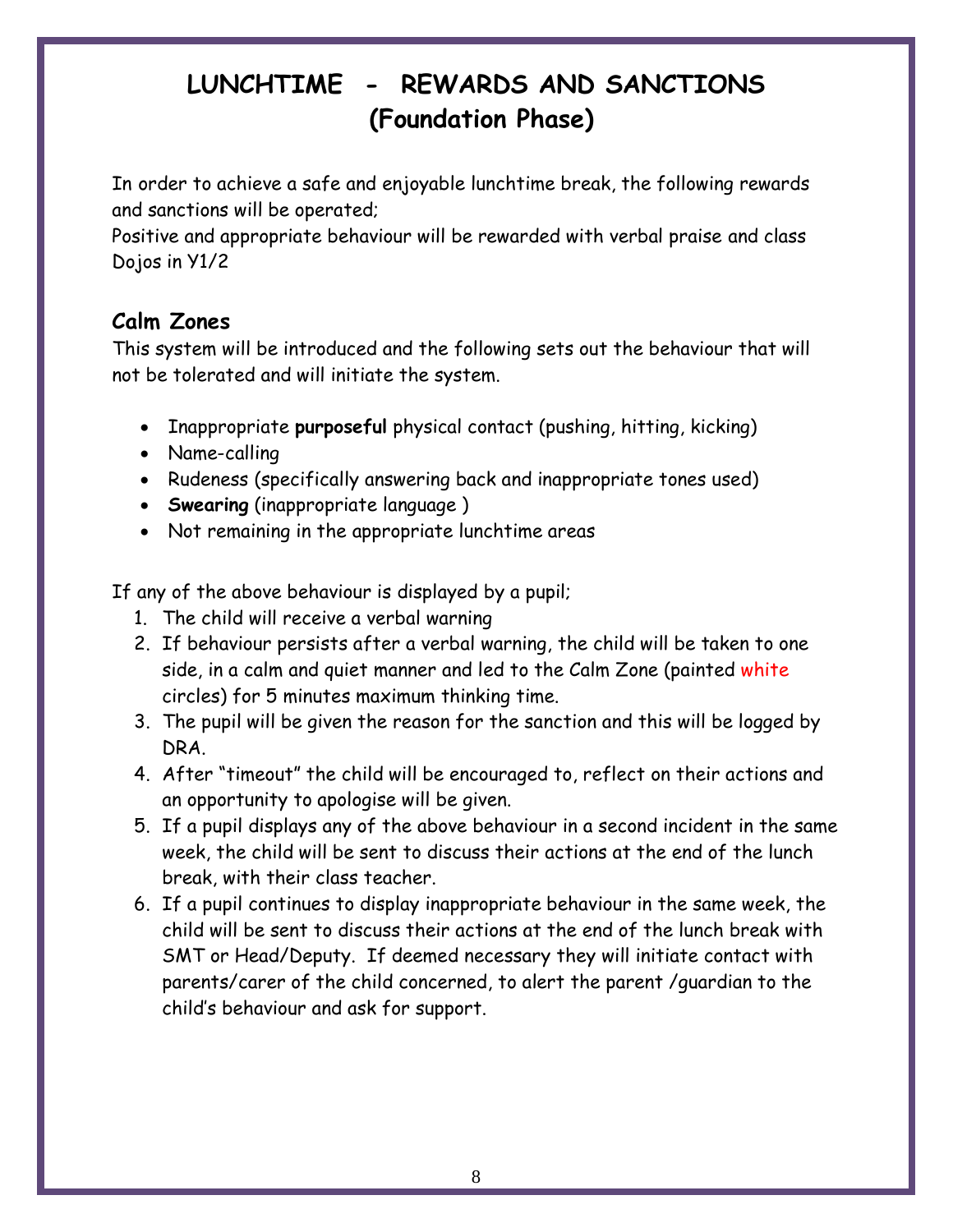# LUNCHTIME - REWARDS AND SANCTIONS (Foundation Phase)

In order to achieve a safe and enjoyable lunchtime break, the following rewards and sanctions will be operated;
Positive and appropriate behaviour will be rewarded with verbal praise and class Dojos in Y1/2

## Calm Zones

This system will be introduced and the following sets out the behaviour that will not be tolerated and will initiate the system.

- Inappropriate **purposeful** physical contact (pushing, hitting, kicking)
- Name-calling
- Rudeness (specifically answering back and inappropriate tones used)
- **Swearing** (inappropriate language )
- Not remaining in the appropriate lunchtime areas

If any of the above behaviour is displayed by a pupil;

1. The child will receive a verbal warning
2. If behaviour persists after a verbal warning, the child will be taken to one side, in a calm and quiet manner and led to the Calm Zone (painted white circles) for 5 minutes maximum thinking time.
3. The pupil will be given the reason for the sanction and this will be logged by DRA.
4. After "timeout" the child will be encouraged to, reflect on their actions and an opportunity to apologise will be given.
5. If a pupil displays any of the above behaviour in a second incident in the same week, the child will be sent to discuss their actions at the end of the lunch break, with their class teacher.
6. If a pupil continues to display inappropriate behaviour in the same week, the child will be sent to discuss their actions at the end of the lunch break with SMT or Head/Deputy. If deemed necessary they will initiate contact with parents/carer of the child concerned, to alert the parent /guardian to the child's behaviour and ask for support.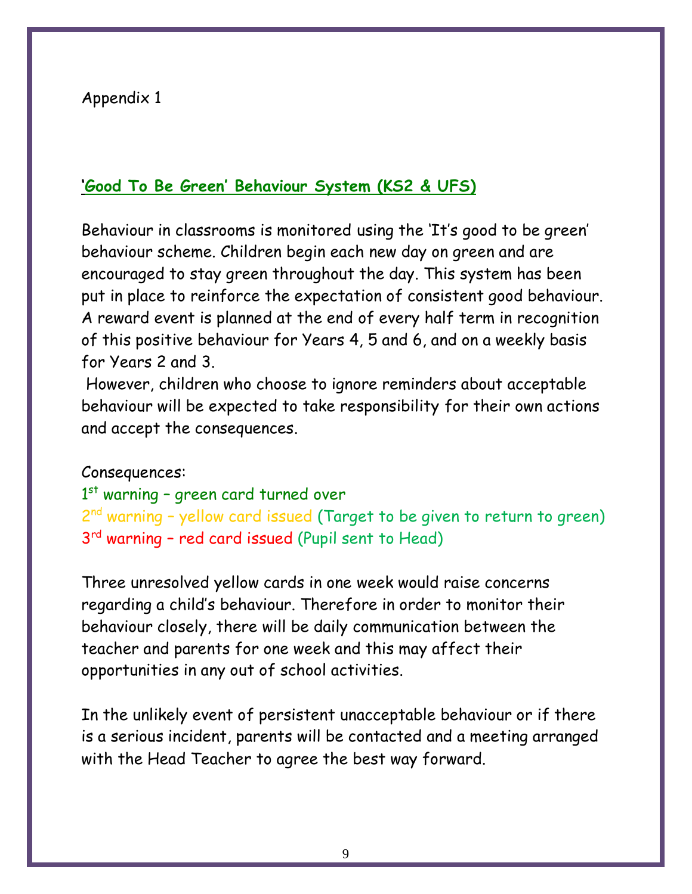Appendix 1

## **'Good To Be Green' Behaviour System (KS2 & UFS)**

Behaviour in classrooms is monitored using the 'It's good to be green' behaviour scheme. Children begin each new day on green and are encouraged to stay green throughout the day. This system has been put in place to reinforce the expectation of consistent good behaviour. A reward event is planned at the end of every half term in recognition of this positive behaviour for Years 4, 5 and 6, and on a weekly basis for Years 2 and 3.

However, children who choose to ignore reminders about acceptable behaviour will be expected to take responsibility for their own actions and accept the consequences.

Consequences:

1st warning – green card turned over
2nd warning – yellow card issued (Target to be given to return to green)
3rd warning – red card issued (Pupil sent to Head)

Three unresolved yellow cards in one week would raise concerns regarding a child's behaviour. Therefore in order to monitor their behaviour closely, there will be daily communication between the teacher and parents for one week and this may affect their opportunities in any out of school activities.

In the unlikely event of persistent unacceptable behaviour or if there is a serious incident, parents will be contacted and a meeting arranged with the Head Teacher to agree the best way forward.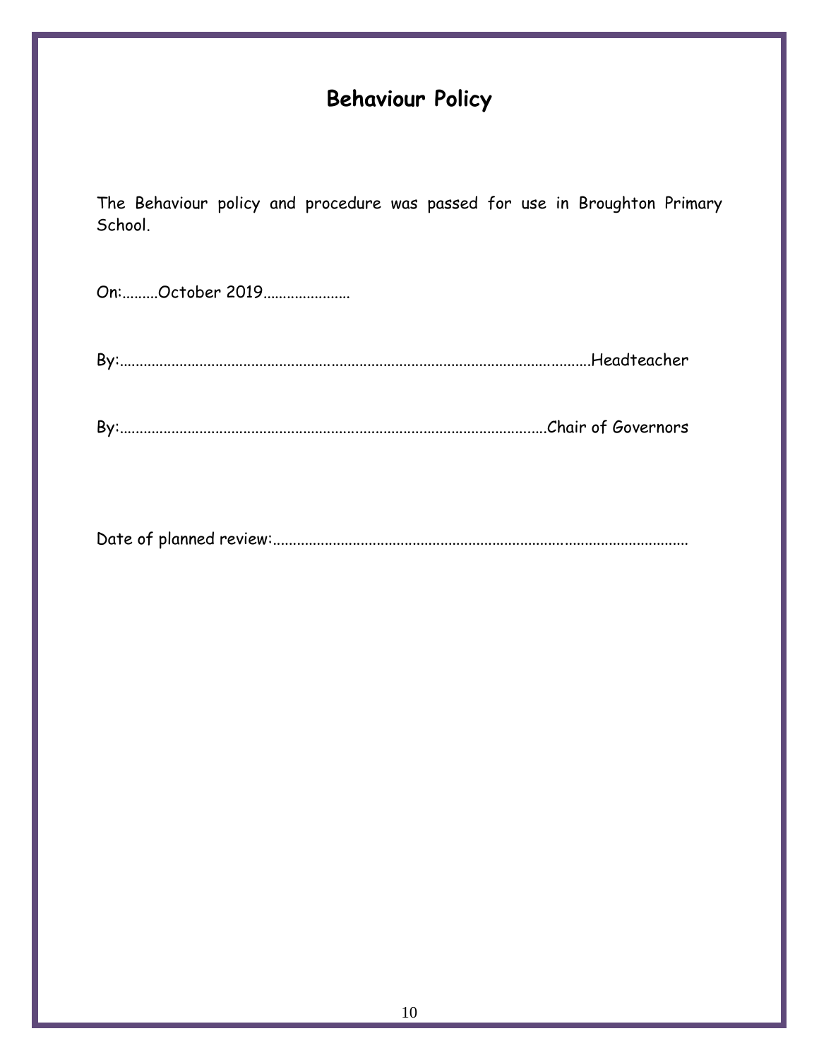# Behaviour Policy

The Behaviour policy and procedure was passed for use in Broughton Primary School.

On:.........October 2019.....................

By:.........................................................................................................................Headteacher

By:.............................................................................................................Chair of Governors

Date of planned review:.......................................................................................................